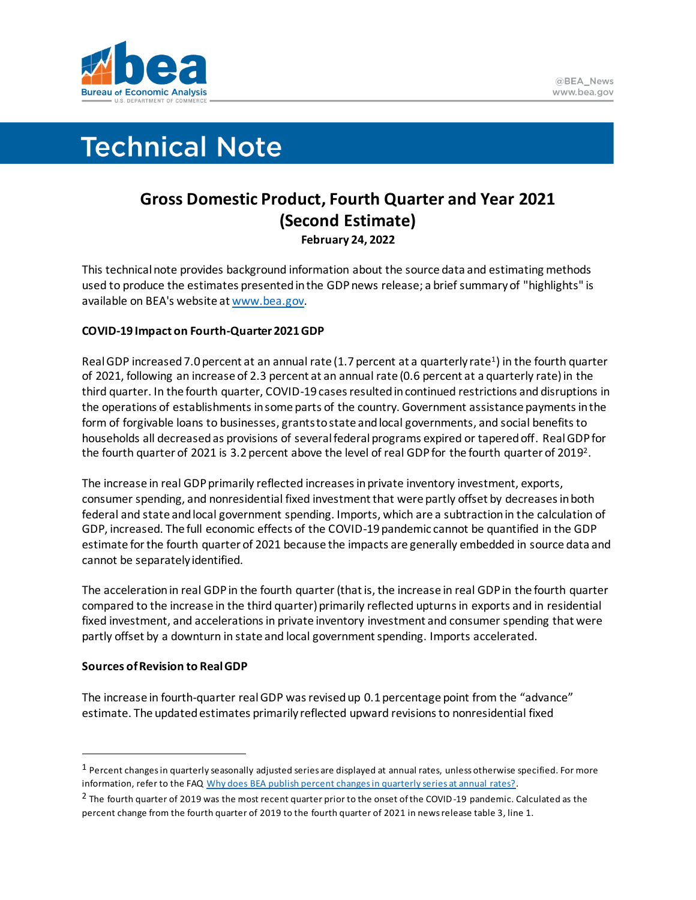# Technical Note

## Gross Domestic Product, Fourth Quarter and Year 2021 (Second Estimate)

**February 24, 2022**

This technical note provides background information about the source data and estimating methods used to produce the estimates presented in the GDP news release; a brief summary of "highlights" is available on BEA's website at [www.bea.gov](www.bea.gov).

**COVID-19 Impact on Fourth-Quarter 2021 GDP**

Real GDP increased 7.0 percent at an annual rate (1.7 percent at a quarterly rate[1]) in the fourth quarter of 2021, following an increase of 2.3 percent at an annual rate (0.6 percent at a quarterly rate) in the third quarter. In the fourth quarter, COVID-19 cases resulted in continued restrictions and disruptions in the operations of establishments in some parts of the country. Government assistance payments in the form of forgivable loans to businesses, grants to state and local governments, and social benefits to households all decreased as provisions of several federal programs expired or tapered off. Real GDP for the fourth quarter of 2021 is 3.2 percent above the level of real GDP for the fourth quarter of 2019[2].

The increase in real GDP primarily reflected increases in private inventory investment, exports, consumer spending, and nonresidential fixed investment that were partly offset by decreases in both federal and state and local government spending. Imports, which are a subtraction in the calculation of GDP, increased. The full economic effects of the COVID-19 pandemic cannot be quantified in the GDP estimate for the fourth quarter of 2021 because the impacts are generally embedded in source data and cannot be separately identified.

The acceleration in real GDP in the fourth quarter (that is, the increase in real GDP in the fourth quarter compared to the increase in the third quarter) primarily reflected upturns in exports and in residential fixed investment, and accelerations in private inventory investment and consumer spending that were partly offset by a downturn in state and local government spending. Imports accelerated.

**Sources of Revision to Real GDP**

The increase in fourth-quarter real GDP was revised up 0.1 percentage point from the "advance" estimate. The updated estimates primarily reflected upward revisions to nonresidential fixed

---

[1] Percent changes in quarterly seasonally adjusted series are displayed at annual rates, unless otherwise specified. For more information, refer to the FAQ [Why does BEA publish percent changes in quarterly series at annual rates?](Why does BEA publish percent changes in quarterly series at annual rates?).

[2] The fourth quarter of 2019 was the most recent quarter prior to the onset of the COVID-19 pandemic. Calculated as the percent change from the fourth quarter of 2019 to the fourth quarter of 2021 in news release table 3, line 1.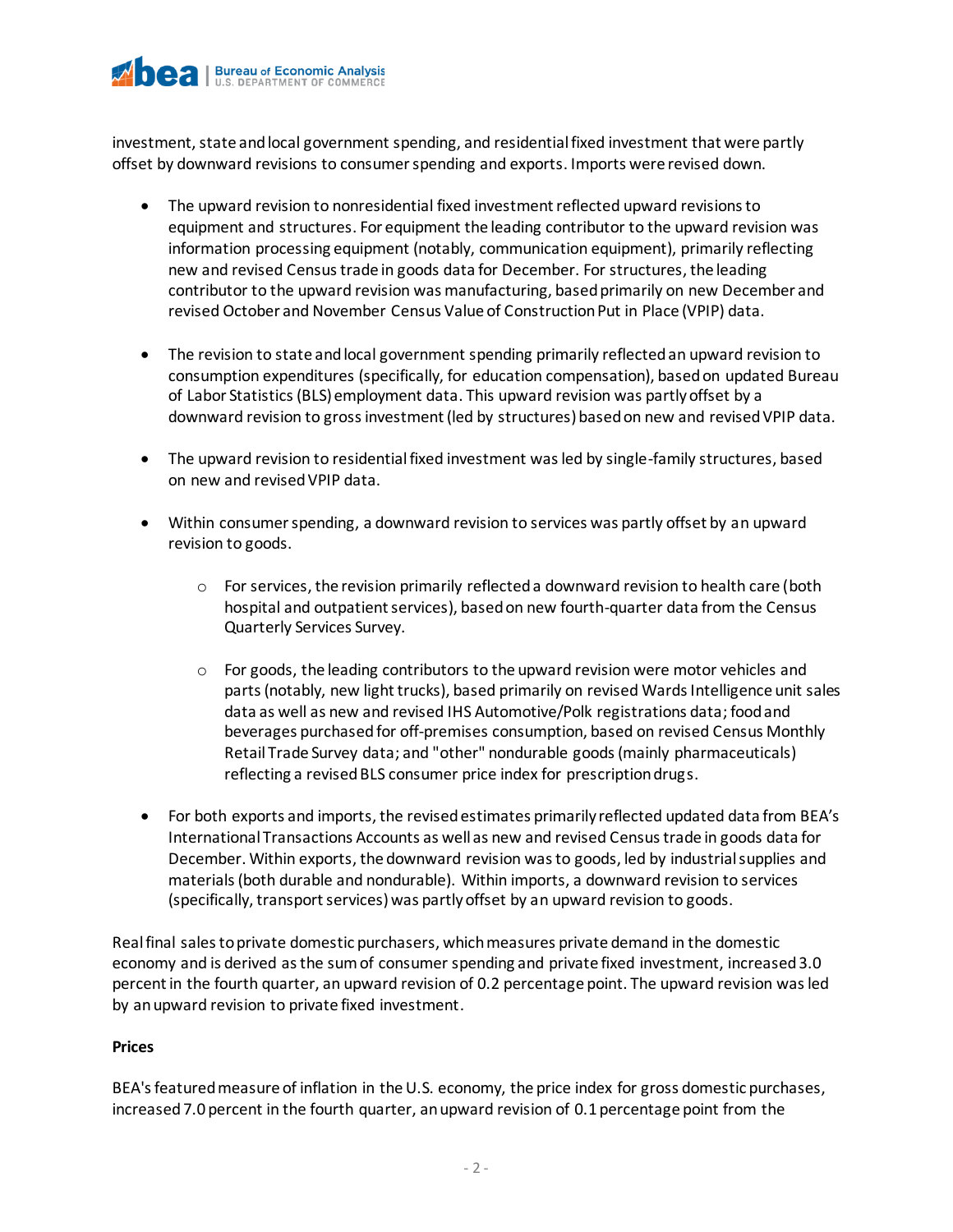investment, state and local government spending, and residential fixed investment that were partly offset by downward revisions to consumer spending and exports. Imports were revised down.

- The upward revision to nonresidential fixed investment reflected upward revisions to equipment and structures. For equipment the leading contributor to the upward revision was information processing equipment (notably, communication equipment), primarily reflecting new and revised Census trade in goods data for December. For structures, the leading contributor to the upward revision was manufacturing, based primarily on new December and revised October and November Census Value of Construction Put in Place (VPIP) data.

- The revision to state and local government spending primarily reflected an upward revision to consumption expenditures (specifically, for education compensation), based on updated Bureau of Labor Statistics (BLS) employment data. This upward revision was partly offset by a downward revision to gross investment (led by structures) based on new and revised VPIP data.

- The upward revision to residential fixed investment was led by single-family structures, based on new and revised VPIP data.

- Within consumer spending, a downward revision to services was partly offset by an upward revision to goods.

  - For services, the revision primarily reflected a downward revision to health care (both hospital and outpatient services), based on new fourth-quarter data from the Census Quarterly Services Survey.

  - For goods, the leading contributors to the upward revision were motor vehicles and parts (notably, new light trucks), based primarily on revised Wards Intelligence unit sales data as well as new and revised IHS Automotive/Polk registrations data; food and beverages purchased for off-premises consumption, based on revised Census Monthly Retail Trade Survey data; and "other" nondurable goods (mainly pharmaceuticals) reflecting a revised BLS consumer price index for prescription drugs.

- For both exports and imports, the revised estimates primarily reflected updated data from BEA's International Transactions Accounts as well as new and revised Census trade in goods data for December. Within exports, the downward revision was to goods, led by industrial supplies and materials (both durable and nondurable). Within imports, a downward revision to services (specifically, transport services) was partly offset by an upward revision to goods.

Real final sales to private domestic purchasers, which measures private demand in the domestic economy and is derived as the sum of consumer spending and private fixed investment, increased 3.0 percent in the fourth quarter, an upward revision of 0.2 percentage point. The upward revision was led by an upward revision to private fixed investment.

**Prices**

BEA's featured measure of inflation in the U.S. economy, the price index for gross domestic purchases, increased 7.0 percent in the fourth quarter, an upward revision of 0.1 percentage point from the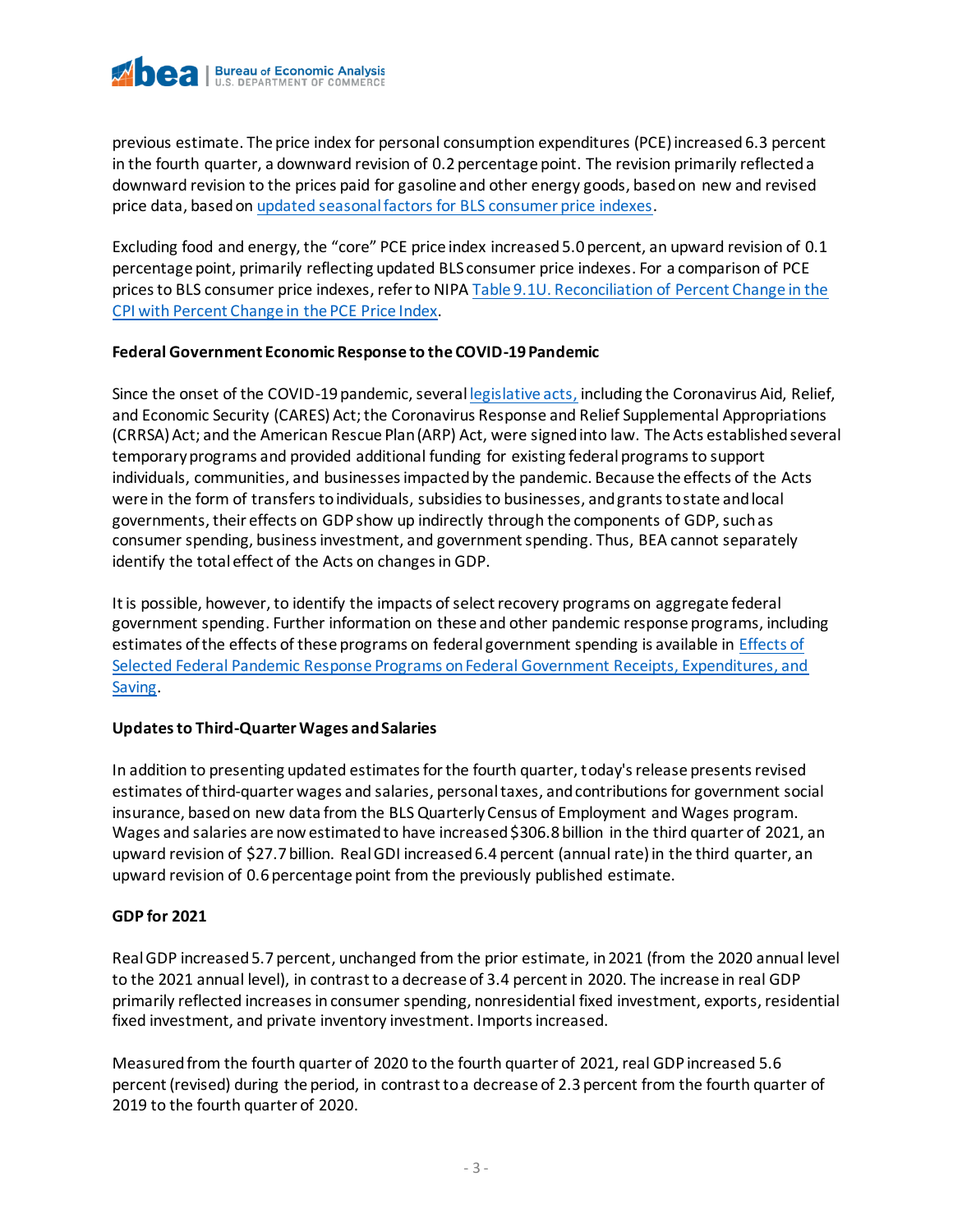previous estimate. The price index for personal consumption expenditures (PCE) increased 6.3 percent in the fourth quarter, a downward revision of 0.2 percentage point. The revision primarily reflected a downward revision to the prices paid for gasoline and other energy goods, based on new and revised price data, based on [updated seasonal factors for BLS consumer price indexes](#).

Excluding food and energy, the "core" PCE price index increased 5.0 percent, an upward revision of 0.1 percentage point, primarily reflecting updated BLS consumer price indexes. For a comparison of PCE prices to BLS consumer price indexes, refer to NIPA [Table 9.1U. Reconciliation of Percent Change in the CPI with Percent Change in the PCE Price Index](#).

**Federal Government Economic Response to the COVID-19 Pandemic**

Since the onset of the COVID-19 pandemic, several [legislative acts,](#) including the Coronavirus Aid, Relief, and Economic Security (CARES) Act; the Coronavirus Response and Relief Supplemental Appropriations (CRRSA) Act; and the American Rescue Plan (ARP) Act, were signed into law. The Acts established several temporary programs and provided additional funding for existing federal programs to support individuals, communities, and businesses impacted by the pandemic. Because the effects of the Acts were in the form of transfers to individuals, subsidies to businesses, and grants to state and local governments, their effects on GDP show up indirectly through the components of GDP, such as consumer spending, business investment, and government spending. Thus, BEA cannot separately identify the total effect of the Acts on changes in GDP.

It is possible, however, to identify the impacts of select recovery programs on aggregate federal government spending. Further information on these and other pandemic response programs, including estimates of the effects of these programs on federal government spending is available in [Effects of Selected Federal Pandemic Response Programs on Federal Government Receipts, Expenditures, and Saving](#).

**Updates to Third-Quarter Wages and Salaries**

In addition to presenting updated estimates for the fourth quarter, today's release presents revised estimates of third-quarter wages and salaries, personal taxes, and contributions for government social insurance, based on new data from the BLS Quarterly Census of Employment and Wages program. Wages and salaries are now estimated to have increased $306.8 billion in the third quarter of 2021, an upward revision of $27.7 billion. Real GDI increased 6.4 percent (annual rate) in the third quarter, an upward revision of 0.6 percentage point from the previously published estimate.

**GDP for 2021**

Real GDP increased 5.7 percent, unchanged from the prior estimate, in 2021 (from the 2020 annual level to the 2021 annual level), in contrast to a decrease of 3.4 percent in 2020. The increase in real GDP primarily reflected increases in consumer spending, nonresidential fixed investment, exports, residential fixed investment, and private inventory investment. Imports increased.

Measured from the fourth quarter of 2020 to the fourth quarter of 2021, real GDP increased 5.6 percent (revised) during the period, in contrast to a decrease of 2.3 percent from the fourth quarter of 2019 to the fourth quarter of 2020.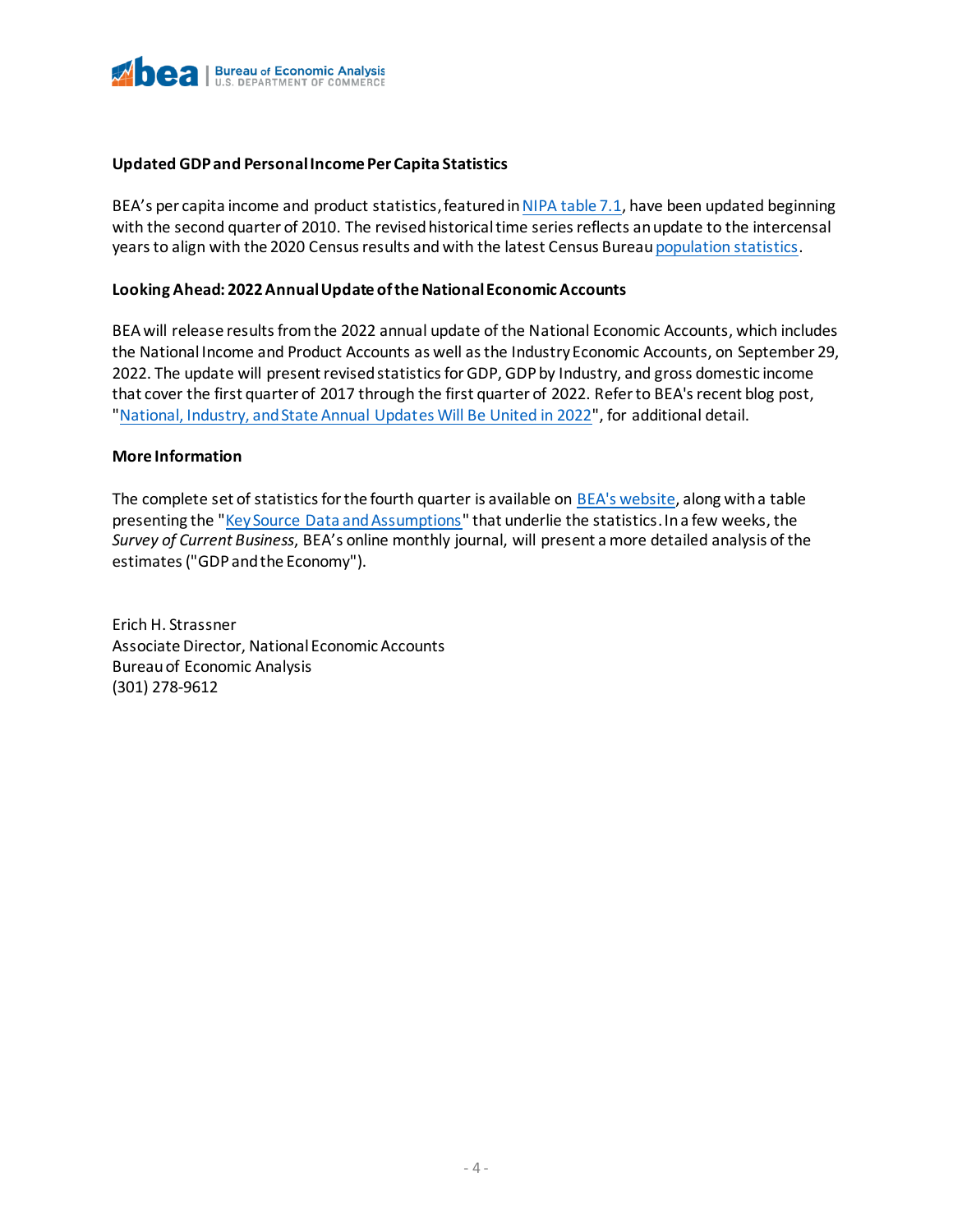**Updated GDP and Personal Income Per Capita Statistics**

BEA's per capita income and product statistics, featured in NIPA table 7.1, have been updated beginning with the second quarter of 2010. The revised historical time series reflects an update to the intercensal years to align with the 2020 Census results and with the latest Census Bureau population statistics.

**Looking Ahead: 2022 Annual Update of the National Economic Accounts**

BEA will release results from the 2022 annual update of the National Economic Accounts, which includes the National Income and Product Accounts as well as the Industry Economic Accounts, on September 29, 2022. The update will present revised statistics for GDP, GDP by Industry, and gross domestic income that cover the first quarter of 2017 through the first quarter of 2022. Refer to BEA's recent blog post, "National, Industry, and State Annual Updates Will Be United in 2022", for additional detail.

**More Information**

The complete set of statistics for the fourth quarter is available on BEA's website, along with a table presenting the "Key Source Data and Assumptions" that underlie the statistics. In a few weeks, the *Survey of Current Business*, BEA's online monthly journal, will present a more detailed analysis of the estimates ("GDP and the Economy").

Erich H. Strassner
Associate Director, National Economic Accounts
Bureau of Economic Analysis
(301) 278-9612